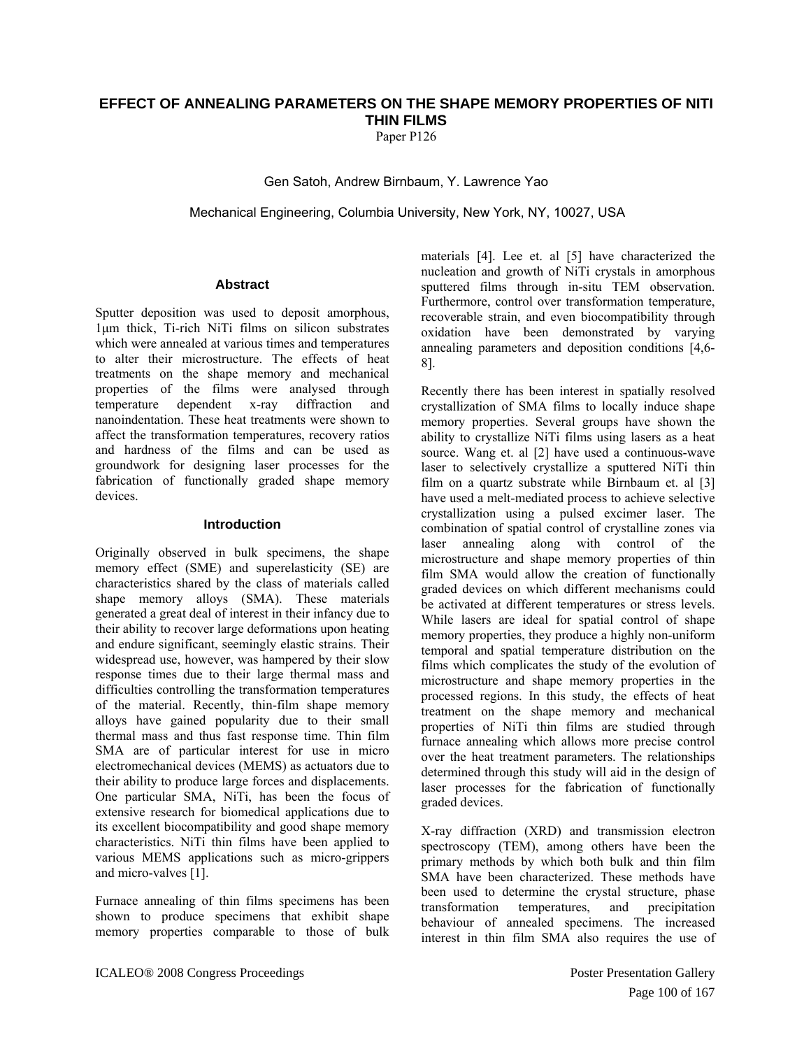# EFFECT OF ANNEALING PARAMETERS ON THE SHAPE MEMORY PROPERTIES OF NITI THIN FILMS

Paper P126

Gen Satoh, Andrew Birnbaum, Y. Lawrence Yao

Mechanical Engineering, Columbia University, New York, NY, 10027, USA

## Abstract

Sputter deposition was used to deposit amorphous, 1μm thick, Ti-rich NiTi films on silicon substrates which were annealed at various times and temperatures to alter their microstructure. The effects of heat treatments on the shape memory and mechanical properties of the films were analysed through temperature dependent x-ray diffraction and nanoindentation. These heat treatments were shown to affect the transformation temperatures, recovery ratios and hardness of the films and can be used as groundwork for designing laser processes for the fabrication of functionally graded shape memory devices.

## Introduction

Originally observed in bulk specimens, the shape memory effect (SME) and superelasticity (SE) are characteristics shared by the class of materials called shape memory alloys (SMA). These materials generated a great deal of interest in their infancy due to their ability to recover large deformations upon heating and endure significant, seemingly elastic strains. Their widespread use, however, was hampered by their slow response times due to their large thermal mass and difficulties controlling the transformation temperatures of the material. Recently, thin-film shape memory alloys have gained popularity due to their small thermal mass and thus fast response time. Thin film SMA are of particular interest for use in micro electromechanical devices (MEMS) as actuators due to their ability to produce large forces and displacements. One particular SMA, NiTi, has been the focus of extensive research for biomedical applications due to its excellent biocompatibility and good shape memory characteristics. NiTi thin films have been applied to various MEMS applications such as micro-grippers and micro-valves [1].

Furnace annealing of thin films specimens has been shown to produce specimens that exhibit shape memory properties comparable to those of bulk materials [4]. Lee et. al [5] have characterized the nucleation and growth of NiTi crystals in amorphous sputtered films through in-situ TEM observation. Furthermore, control over transformation temperature, recoverable strain, and even biocompatibility through oxidation have been demonstrated by varying annealing parameters and deposition conditions [4,6-8].

Recently there has been interest in spatially resolved crystallization of SMA films to locally induce shape memory properties. Several groups have shown the ability to crystallize NiTi films using lasers as a heat source. Wang et. al [2] have used a continuous-wave laser to selectively crystallize a sputtered NiTi thin film on a quartz substrate while Birnbaum et. al [3] have used a melt-mediated process to achieve selective crystallization using a pulsed excimer laser. The combination of spatial control of crystalline zones via laser annealing along with control of the microstructure and shape memory properties of thin film SMA would allow the creation of functionally graded devices on which different mechanisms could be activated at different temperatures or stress levels. While lasers are ideal for spatial control of shape memory properties, they produce a highly non-uniform temporal and spatial temperature distribution on the films which complicates the study of the evolution of microstructure and shape memory properties in the processed regions. In this study, the effects of heat treatment on the shape memory and mechanical properties of NiTi thin films are studied through furnace annealing which allows more precise control over the heat treatment parameters. The relationships determined through this study will aid in the design of laser processes for the fabrication of functionally graded devices.

X-ray diffraction (XRD) and transmission electron spectroscopy (TEM), among others have been the primary methods by which both bulk and thin film SMA have been characterized. These methods have been used to determine the crystal structure, phase transformation temperatures, and precipitation behaviour of annealed specimens. The increased interest in thin film SMA also requires the use of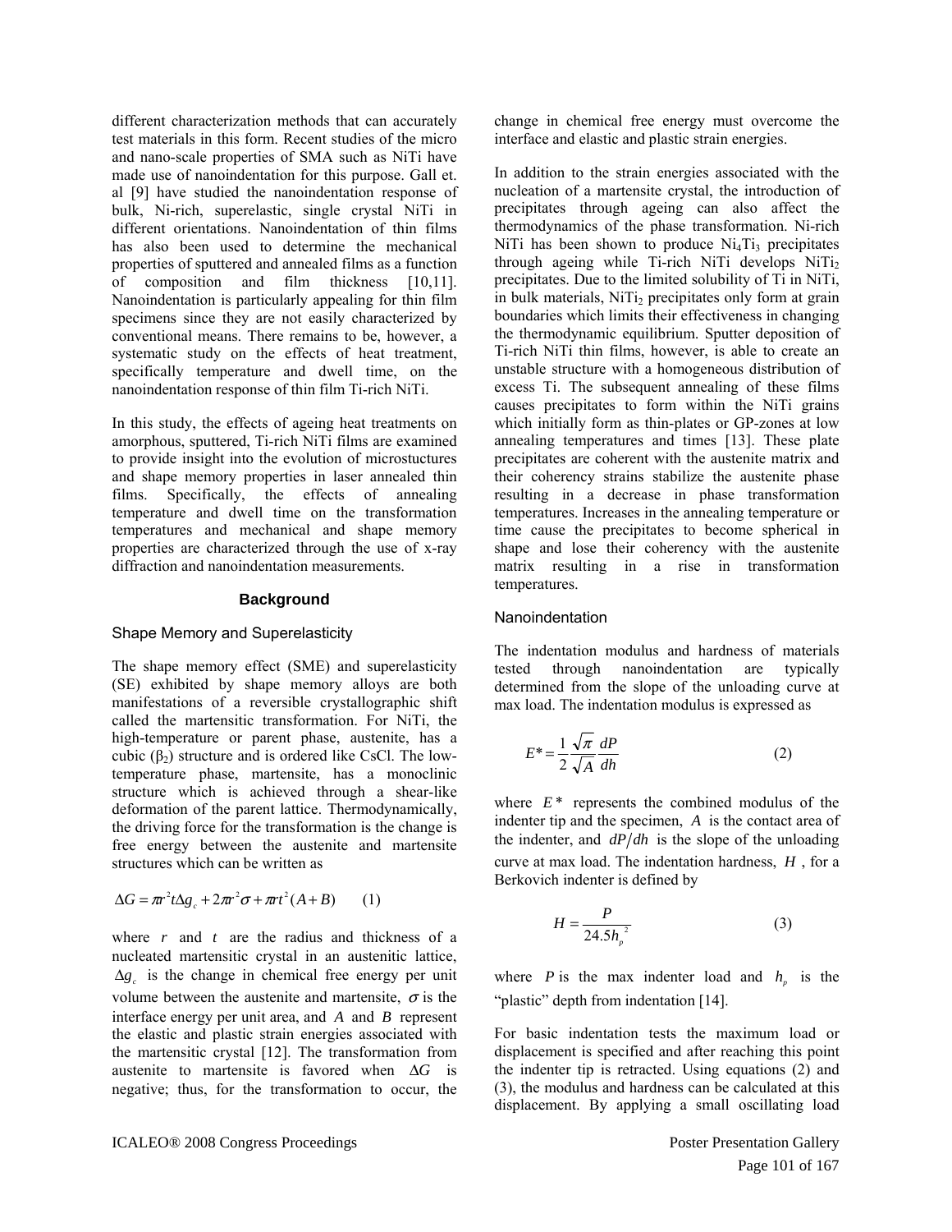different characterization methods that can accurately test materials in this form. Recent studies of the micro and nano-scale properties of SMA such as NiTi have made use of nanoindentation for this purpose. Gall et. al [9] have studied the nanoindentation response of bulk, Ni-rich, superelastic, single crystal NiTi in different orientations. Nanoindentation of thin films has also been used to determine the mechanical properties of sputtered and annealed films as a function of composition and film thickness [10,11]. Nanoindentation is particularly appealing for thin film specimens since they are not easily characterized by conventional means. There remains to be, however, a systematic study on the effects of heat treatment, specifically temperature and dwell time, on the nanoindentation response of thin film Ti-rich NiTi.

In this study, the effects of ageing heat treatments on amorphous, sputtered, Ti-rich NiTi films are examined to provide insight into the evolution of microstuctures and shape memory properties in laser annealed thin films. Specifically, the effects of annealing temperature and dwell time on the transformation temperatures and mechanical and shape memory properties are characterized through the use of x-ray diffraction and nanoindentation measurements.

## Background

### Shape Memory and Superelasticity

The shape memory effect (SME) and superelasticity (SE) exhibited by shape memory alloys are both manifestations of a reversible crystallographic shift called the martensitic transformation. For NiTi, the high-temperature or parent phase, austenite, has a cubic ($\beta_2$) structure and is ordered like CsCl. The low-temperature phase, martensite, has a monoclinic structure which is achieved through a shear-like deformation of the parent lattice. Thermodynamically, the driving force for the transformation is the change is free energy between the austenite and martensite structures which can be written as

$$\Delta G = \pi r^2 t \Delta g_c + 2\pi r^2 \sigma + \pi r t^2 (A + B) \qquad (1)$$

where $r$ and $t$ are the radius and thickness of a nucleated martensitic crystal in an austenitic lattice, $\Delta g_c$ is the change in chemical free energy per unit volume between the austenite and martensite, $\sigma$ is the interface energy per unit area, and $A$ and $B$ represent the elastic and plastic strain energies associated with the martensitic crystal [12]. The transformation from austenite to martensite is favored when $\Delta G$ is negative; thus, for the transformation to occur, the change in chemical free energy must overcome the interface and elastic and plastic strain energies.

In addition to the strain energies associated with the nucleation of a martensite crystal, the introduction of precipitates through ageing can also affect the thermodynamics of the phase transformation. Ni-rich NiTi has been shown to produce $Ni_4Ti_3$ precipitates through ageing while Ti-rich NiTi develops $NiTi_2$ precipitates. Due to the limited solubility of Ti in NiTi, in bulk materials, $NiTi_2$ precipitates only form at grain boundaries which limits their effectiveness in changing the thermodynamic equilibrium. Sputter deposition of Ti-rich NiTi thin films, however, is able to create an unstable structure with a homogeneous distribution of excess Ti. The subsequent annealing of these films causes precipitates to form within the NiTi grains which initially form as thin-plates or GP-zones at low annealing temperatures and times [13]. These plate precipitates are coherent with the austenite matrix and their coherency strains stabilize the austenite phase resulting in a decrease in phase transformation temperatures. Increases in the annealing temperature or time cause the precipitates to become spherical in shape and lose their coherency with the austenite matrix resulting in a rise in transformation temperatures.

### Nanoindentation

The indentation modulus and hardness of materials tested through nanoindentation are typically determined from the slope of the unloading curve at max load. The indentation modulus is expressed as

$$E^* = \frac{1}{2} \frac{\sqrt{\pi}}{\sqrt{A}} \frac{dP}{dh} \qquad (2)$$

where $E^*$ represents the combined modulus of the indenter tip and the specimen, $A$ is the contact area of the indenter, and $dP/dh$ is the slope of the unloading curve at max load. The indentation hardness, $H$, for a Berkovich indenter is defined by

$$H = \frac{P}{24.5 h_p^2} \qquad (3)$$

where $P$ is the max indenter load and $h_p$ is the "plastic" depth from indentation [14].

For basic indentation tests the maximum load or displacement is specified and after reaching this point the indenter tip is retracted. Using equations (2) and (3), the modulus and hardness can be calculated at this displacement. By applying a small oscillating load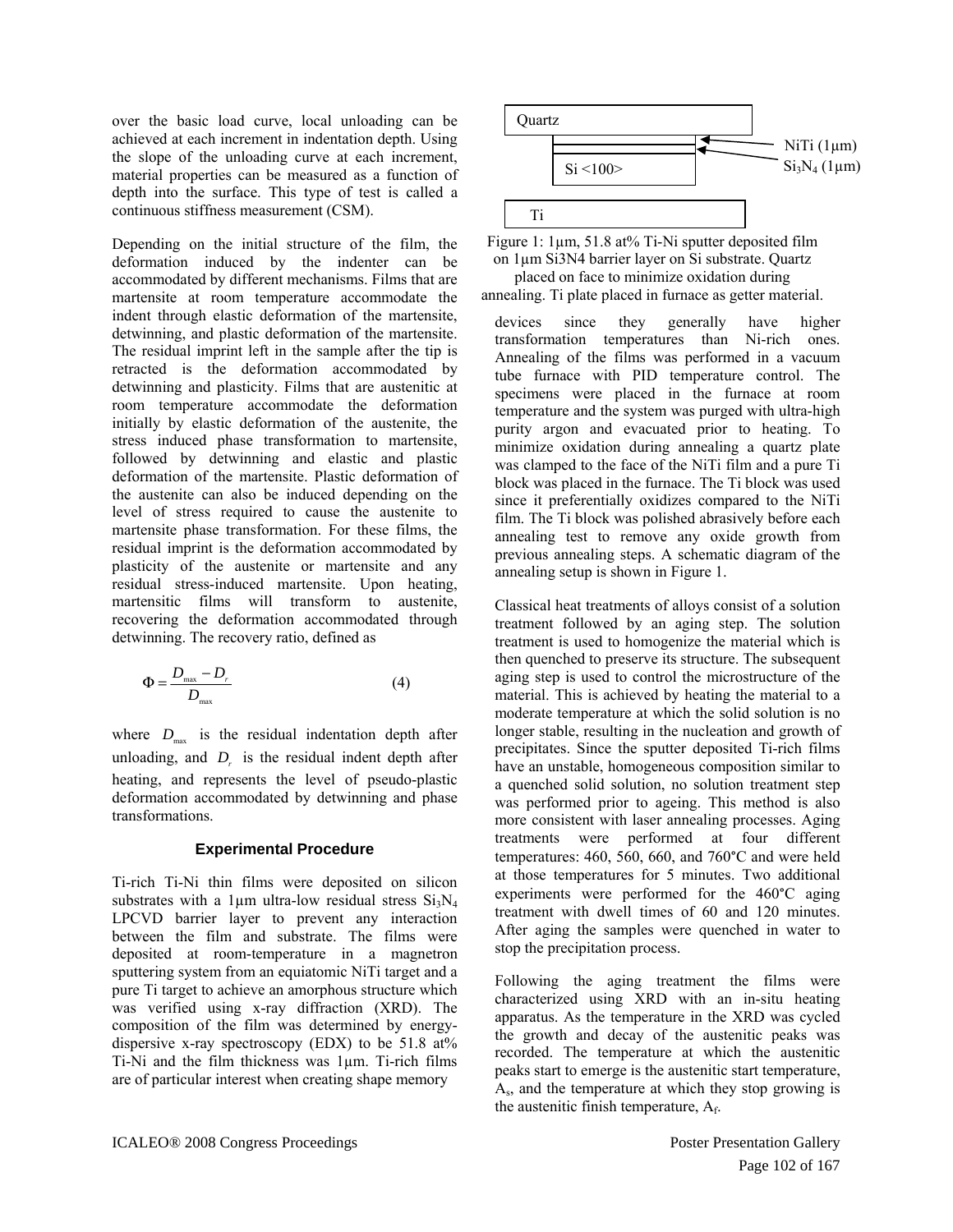over the basic load curve, local unloading can be achieved at each increment in indentation depth. Using the slope of the unloading curve at each increment, material properties can be measured as a function of depth into the surface. This type of test is called a continuous stiffness measurement (CSM).

Depending on the initial structure of the film, the deformation induced by the indenter can be accommodated by different mechanisms. Films that are martensite at room temperature accommodate the indent through elastic deformation of the martensite, detwinning, and plastic deformation of the martensite. The residual imprint left in the sample after the tip is retracted is the deformation accommodated by detwinning and plasticity. Films that are austenitic at room temperature accommodate the deformation initially by elastic deformation of the austenite, the stress induced phase transformation to martensite, followed by detwinning and elastic and plastic deformation of the martensite. Plastic deformation of the austenite can also be induced depending on the level of stress required to cause the austenite to martensite phase transformation. For these films, the residual imprint is the deformation accommodated by plasticity of the austenite or martensite and any residual stress-induced martensite. Upon heating, martensitic films will transform to austenite, recovering the deformation accommodated through detwinning. The recovery ratio, defined as

$$\Phi = \frac{D_{max} - D_r}{D_{max}} \quad (4)$$

where $D_{max}$ is the residual indentation depth after unloading, and $D_r$ is the residual indent depth after heating, and represents the level of pseudo-plastic deformation accommodated by detwinning and phase transformations.

## Experimental Procedure

Ti-rich Ti-Ni thin films were deposited on silicon substrates with a 1μm ultra-low residual stress $Si_3N_4$ LPCVD barrier layer to prevent any interaction between the film and substrate. The films were deposited at room-temperature in a magnetron sputtering system from an equiatomic NiTi target and a pure Ti target to achieve an amorphous structure which was verified using x-ray diffraction (XRD). The composition of the film was determined by energy-dispersive x-ray spectroscopy (EDX) to be 51.8 at% Ti-Ni and the film thickness was 1μm. Ti-rich films are of particular interest when creating shape memory devices since they generally have higher transformation temperatures than Ni-rich ones. Annealing of the films was performed in a vacuum tube furnace with PID temperature control. The specimens were placed in the furnace at room temperature and the system was purged with ultra-high purity argon and evacuated prior to heating. To minimize oxidation during annealing a quartz plate was clamped to the face of the NiTi film and a pure Ti block was placed in the furnace. The Ti block was used since it preferentially oxidizes compared to the NiTi film. The Ti block was polished abrasively before each annealing test to remove any oxide growth from previous annealing steps. A schematic diagram of the annealing setup is shown in Figure 1.

Quartz | NiTi (1μm) | $Si_3N_4$ (1μm) | Si <100> | Ti

Figure 1: 1μm, 51.8 at% Ti-Ni sputter deposited film on 1μm Si3N4 barrier layer on Si substrate. Quartz placed on face to minimize oxidation during annealing. Ti plate placed in furnace as getter material.

Classical heat treatments of alloys consist of a solution treatment followed by an aging step. The solution treatment is used to homogenize the material which is then quenched to preserve its structure. The subsequent aging step is used to control the microstructure of the material. This is achieved by heating the material to a moderate temperature at which the solid solution is no longer stable, resulting in the nucleation and growth of precipitates. Since the sputter deposited Ti-rich films have an unstable, homogeneous composition similar to a quenched solid solution, no solution treatment step was performed prior to ageing. This method is also more consistent with laser annealing processes. Aging treatments were performed at four different temperatures: 460, 560, 660, and 760°C and were held at those temperatures for 5 minutes. Two additional experiments were performed for the 460°C aging treatment with dwell times of 60 and 120 minutes. After aging the samples were quenched in water to stop the precipitation process.

Following the aging treatment the films were characterized using XRD with an in-situ heating apparatus. As the temperature in the XRD was cycled the growth and decay of the austenitic peaks was recorded. The temperature at which the austenitic peaks start to emerge is the austenitic start temperature, $A_s$, and the temperature at which they stop growing is the austenitic finish temperature, $A_f$.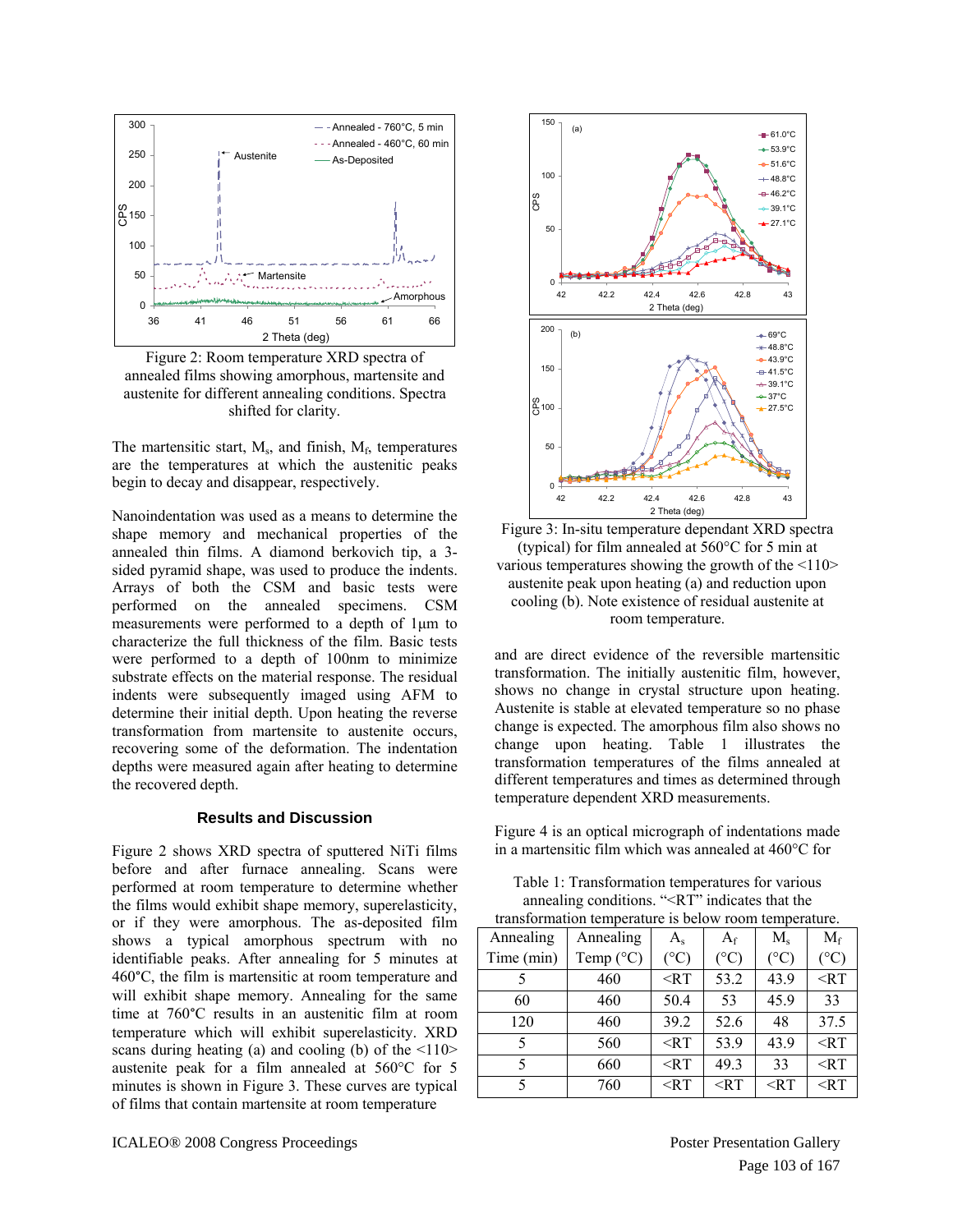Figure 2: Room temperature XRD spectra of annealed films showing amorphous, martensite and austenite for different annealing conditions. Spectra shifted for clarity.

The martensitic start, $M_s$, and finish, $M_f$, temperatures are the temperatures at which the austenitic peaks begin to decay and disappear, respectively.

Nanoindentation was used as a means to determine the shape memory and mechanical properties of the annealed thin films. A diamond berkovich tip, a 3-sided pyramid shape, was used to produce the indents. Arrays of both the CSM and basic tests were performed on the annealed specimens. CSM measurements were performed to a depth of 1μm to characterize the full thickness of the film. Basic tests were performed to a depth of 100nm to minimize substrate effects on the material response. The residual indents were subsequently imaged using AFM to determine their initial depth. Upon heating the reverse transformation from martensite to austenite occurs, recovering some of the deformation. The indentation depths were measured again after heating to determine the recovered depth.

### Results and Discussion

Figure 2 shows XRD spectra of sputtered NiTi films before and after furnace annealing. Scans were performed at room temperature to determine whether the films would exhibit shape memory, superelasticity, or if they were amorphous. The as-deposited film shows a typical amorphous spectrum with no identifiable peaks. After annealing for 5 minutes at 460°C, the film is martensitic at room temperature and will exhibit shape memory. Annealing for the same time at 760°C results in an austenitic film at room temperature which will exhibit superelasticity. XRD scans during heating (a) and cooling (b) of the <110> austenite peak for a film annealed at 560°C for 5 minutes is shown in Figure 3. These curves are typical of films that contain martensite at room temperature

Figure 3: In-situ temperature dependant XRD spectra (typical) for film annealed at 560°C for 5 min at various temperatures showing the growth of the <110> austenite peak upon heating (a) and reduction upon cooling (b). Note existence of residual austenite at room temperature.

and are direct evidence of the reversible martensitic transformation. The initially austenitic film, however, shows no change in crystal structure upon heating. Austenite is stable at elevated temperature so no phase change is expected. The amorphous film also shows no change upon heating. Table 1 illustrates the transformation temperatures of the films annealed at different temperatures and times as determined through temperature dependent XRD measurements.

Figure 4 is an optical micrograph of indentations made in a martensitic film which was annealed at 460°C for

Table 1: Transformation temperatures for various annealing conditions. "<RT" indicates that the transformation temperature is below room temperature.

| Annealing Time (min) | Annealing Temp (°C) | $A_s$ (°C) | $A_f$ (°C) | $M_s$ (°C) | $M_f$ (°C) |
|---|---|---|---|---|---|
| 5 | 460 | <RT | 53.2 | 43.9 | <RT |
| 60 | 460 | 50.4 | 53 | 45.9 | 33 |
| 120 | 460 | 39.2 | 52.6 | 48 | 37.5 |
| 5 | 560 | <RT | 53.9 | 43.9 | <RT |
| 5 | 660 | <RT | 49.3 | 33 | <RT |
| 5 | 760 | <RT | <RT | <RT | <RT |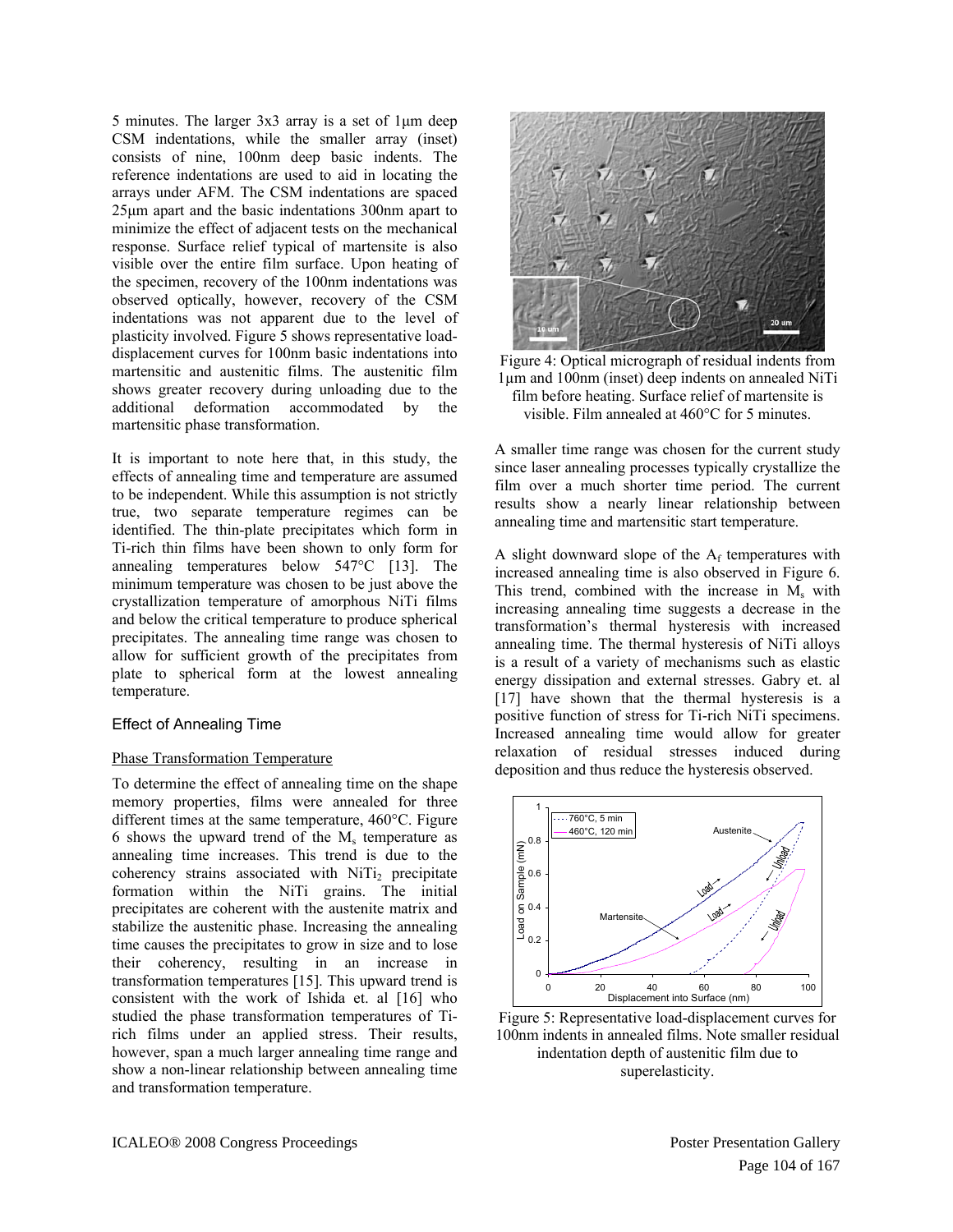5 minutes. The larger 3x3 array is a set of 1μm deep CSM indentations, while the smaller array (inset) consists of nine, 100nm deep basic indents. The reference indentations are used to aid in locating the arrays under AFM. The CSM indentations are spaced 25μm apart and the basic indentations 300nm apart to minimize the effect of adjacent tests on the mechanical response. Surface relief typical of martensite is also visible over the entire film surface. Upon heating of the specimen, recovery of the 100nm indentations was observed optically, however, recovery of the CSM indentations was not apparent due to the level of plasticity involved. Figure 5 shows representative load-displacement curves for 100nm basic indentations into martensitic and austenitic films. The austenitic film shows greater recovery during unloading due to the additional deformation accommodated by the martensitic phase transformation.

It is important to note here that, in this study, the effects of annealing time and temperature are assumed to be independent. While this assumption is not strictly true, two separate temperature regimes can be identified. The thin-plate precipitates which form in Ti-rich thin films have been shown to only form for annealing temperatures below 547°C [13]. The minimum temperature was chosen to be just above the crystallization temperature of amorphous NiTi films and below the critical temperature to produce spherical precipitates. The annealing time range was chosen to allow for sufficient growth of the precipitates from plate to spherical form at the lowest annealing temperature.

## Effect of Annealing Time

### Phase Transformation Temperature

To determine the effect of annealing time on the shape memory properties, films were annealed for three different times at the same temperature, 460°C. Figure 6 shows the upward trend of the $M_s$ temperature as annealing time increases. This trend is due to the coherency strains associated with $NiTi_2$ precipitate formation within the NiTi grains. The initial precipitates are coherent with the austenite matrix and stabilize the austenitic phase. Increasing the annealing time causes the precipitates to grow in size and to lose their coherency, resulting in an increase in transformation temperatures [15]. This upward trend is consistent with the work of Ishida et. al [16] who studied the phase transformation temperatures of Ti-rich films under an applied stress. Their results, however, span a much larger annealing time range and show a non-linear relationship between annealing time and transformation temperature.

Figure 4: Optical micrograph of residual indents from 1μm and 100nm (inset) deep indents on annealed NiTi film before heating. Surface relief of martensite is visible. Film annealed at 460°C for 5 minutes.

A smaller time range was chosen for the current study since laser annealing processes typically crystallize the film over a much shorter time period. The current results show a nearly linear relationship between annealing time and martensitic start temperature.

A slight downward slope of the $A_f$ temperatures with increased annealing time is also observed in Figure 6. This trend, combined with the increase in $M_s$ with increasing annealing time suggests a decrease in the transformation's thermal hysteresis with increased annealing time. The thermal hysteresis of NiTi alloys is a result of a variety of mechanisms such as elastic energy dissipation and external stresses. Gabry et. al [17] have shown that the thermal hysteresis is a positive function of stress for Ti-rich NiTi specimens. Increased annealing time would allow for greater relaxation of residual stresses induced during deposition and thus reduce the hysteresis observed.

Figure 5: Representative load-displacement curves for 100nm indents in annealed films. Note smaller residual indentation depth of austenitic film due to superelasticity.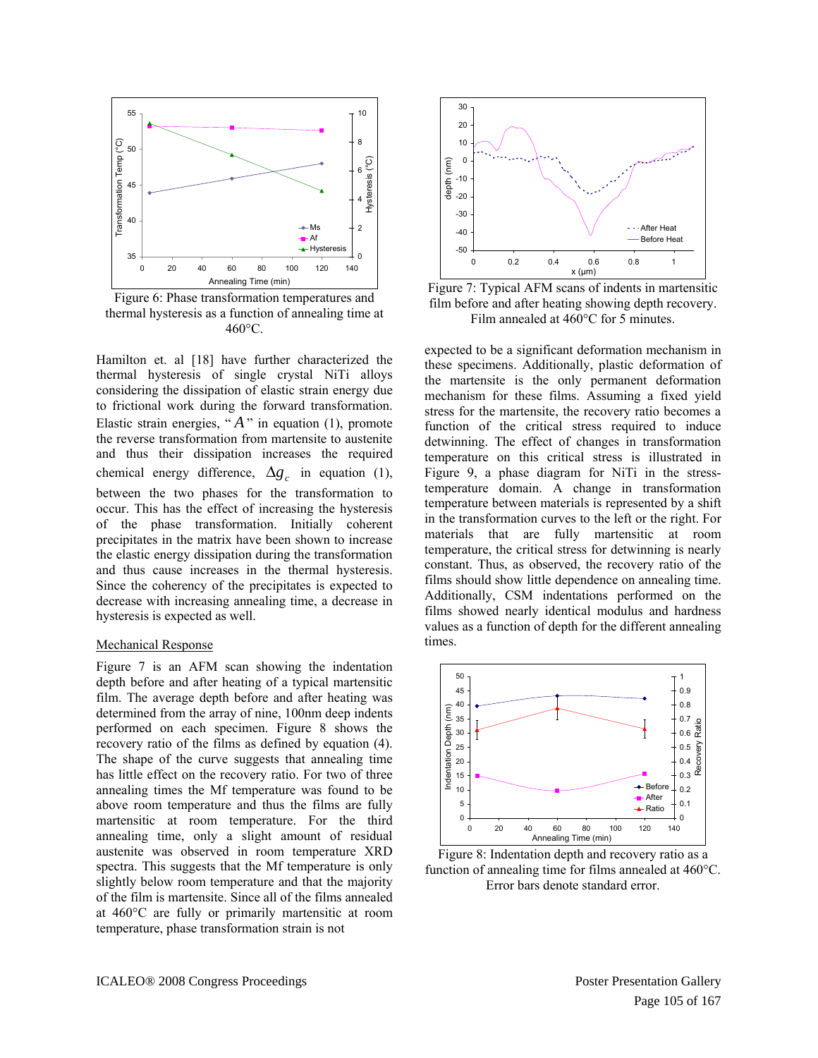Figure 6: Phase transformation temperatures and thermal hysteresis as a function of annealing time at 460°C.

Hamilton et. al [18] have further characterized the thermal hysteresis of single crystal NiTi alloys considering the dissipation of elastic strain energy due to frictional work during the forward transformation. Elastic strain energies, "$A$" in equation (1), promote the reverse transformation from martensite to austenite and thus their dissipation increases the required chemical energy difference, $\Delta g_c$ in equation (1), between the two phases for the transformation to occur. This has the effect of increasing the hysteresis of the phase transformation. Initially coherent precipitates in the matrix have been shown to increase the elastic energy dissipation during the transformation and thus cause increases in the thermal hysteresis. Since the coherency of the precipitates is expected to decrease with increasing annealing time, a decrease in hysteresis is expected as well.

## Mechanical Response

Figure 7 is an AFM scan showing the indentation depth before and after heating of a typical martensitic film. The average depth before and after heating was determined from the array of nine, 100nm deep indents performed on each specimen. Figure 8 shows the recovery ratio of the films as defined by equation (4). The shape of the curve suggests that annealing time has little effect on the recovery ratio. For two of three annealing times the Mf temperature was found to be above room temperature and thus the films are fully martensitic at room temperature. For the third annealing time, only a slight amount of residual austenite was observed in room temperature XRD spectra. This suggests that the Mf temperature is only slightly below room temperature and that the majority of the film is martensite. Since all of the films annealed at 460°C are fully or primarily martensitic at room temperature, phase transformation strain is not

Figure 7: Typical AFM scans of indents in martensitic film before and after heating showing depth recovery. Film annealed at 460°C for 5 minutes.

expected to be a significant deformation mechanism in these specimens. Additionally, plastic deformation of the martensite is the only permanent deformation mechanism for these films. Assuming a fixed yield stress for the martensite, the recovery ratio becomes a function of the critical stress required to induce detwinning. The effect of changes in transformation temperature on this critical stress is illustrated in Figure 9, a phase diagram for NiTi in the stress-temperature domain. A change in transformation temperature between materials is represented by a shift in the transformation curves to the left or the right. For materials that are fully martensitic at room temperature, the critical stress for detwinning is nearly constant. Thus, as observed, the recovery ratio of the films should show little dependence on annealing time. Additionally, CSM indentations performed on the films showed nearly identical modulus and hardness values as a function of depth for the different annealing times.

Figure 8: Indentation depth and recovery ratio as a function of annealing time for films annealed at 460°C. Error bars denote standard error.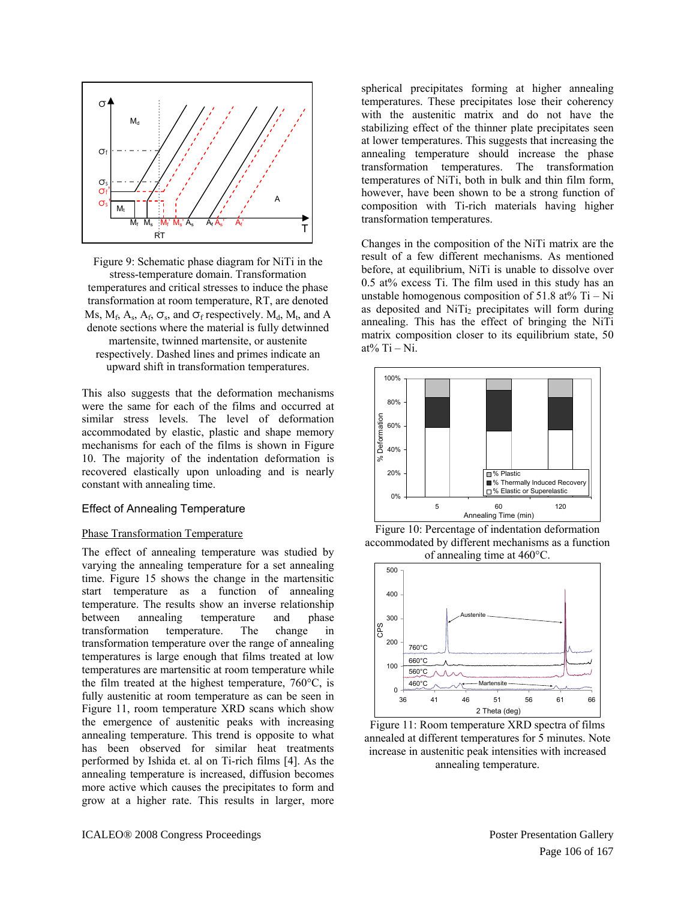Figure 9: Schematic phase diagram for NiTi in the stress-temperature domain. Transformation temperatures and critical stresses to induce the phase transformation at room temperature, RT, are denoted Ms, $M_f$, $A_s$, $A_f$, $\sigma_s$, and $\sigma_f$ respectively. $M_d$, $M_t$, and A denote sections where the material is fully detwinned martensite, twinned martensite, or austenite respectively. Dashed lines and primes indicate an upward shift in transformation temperatures.

This also suggests that the deformation mechanisms were the same for each of the films and occurred at similar stress levels. The level of deformation accommodated by elastic, plastic and shape memory mechanisms for each of the films is shown in Figure 10. The majority of the indentation deformation is recovered elastically upon unloading and is nearly constant with annealing time.

## Effect of Annealing Temperature

### Phase Transformation Temperature

The effect of annealing temperature was studied by varying the annealing temperature for a set annealing time. Figure 15 shows the change in the martensitic start temperature as a function of annealing temperature. The results show an inverse relationship between annealing temperature and phase transformation temperature. The change in transformation temperature over the range of annealing temperatures is large enough that films treated at low temperatures are martensitic at room temperature while the film treated at the highest temperature, 760°C, is fully austenitic at room temperature as can be seen in Figure 11, room temperature XRD scans which show the emergence of austenitic peaks with increasing annealing temperature. This trend is opposite to what has been observed for similar heat treatments performed by Ishida et. al on Ti-rich films [4]. As the annealing temperature is increased, diffusion becomes more active which causes the precipitates to form and grow at a higher rate. This results in larger, more spherical precipitates forming at higher annealing temperatures. These precipitates lose their coherency with the austenitic matrix and do not have the stabilizing effect of the thinner plate precipitates seen at lower temperatures. This suggests that increasing the annealing temperature should increase the phase transformation temperatures. The transformation temperatures of NiTi, both in bulk and thin film form, however, have been shown to be a strong function of composition with Ti-rich materials having higher transformation temperatures.

Changes in the composition of the NiTi matrix are the result of a few different mechanisms. As mentioned before, at equilibrium, NiTi is unable to dissolve over 0.5 at% excess Ti. The film used in this study has an unstable homogenous composition of 51.8 at% Ti – Ni as deposited and $NiTi_2$ precipitates will form during annealing. This has the effect of bringing the NiTi matrix composition closer to its equilibrium state, 50 at% Ti – Ni.

Figure 10: Percentage of indentation deformation accommodated by different mechanisms as a function of annealing time at 460°C.

Figure 11: Room temperature XRD spectra of films annealed at different temperatures for 5 minutes. Note increase in austenitic peak intensities with increased annealing temperature.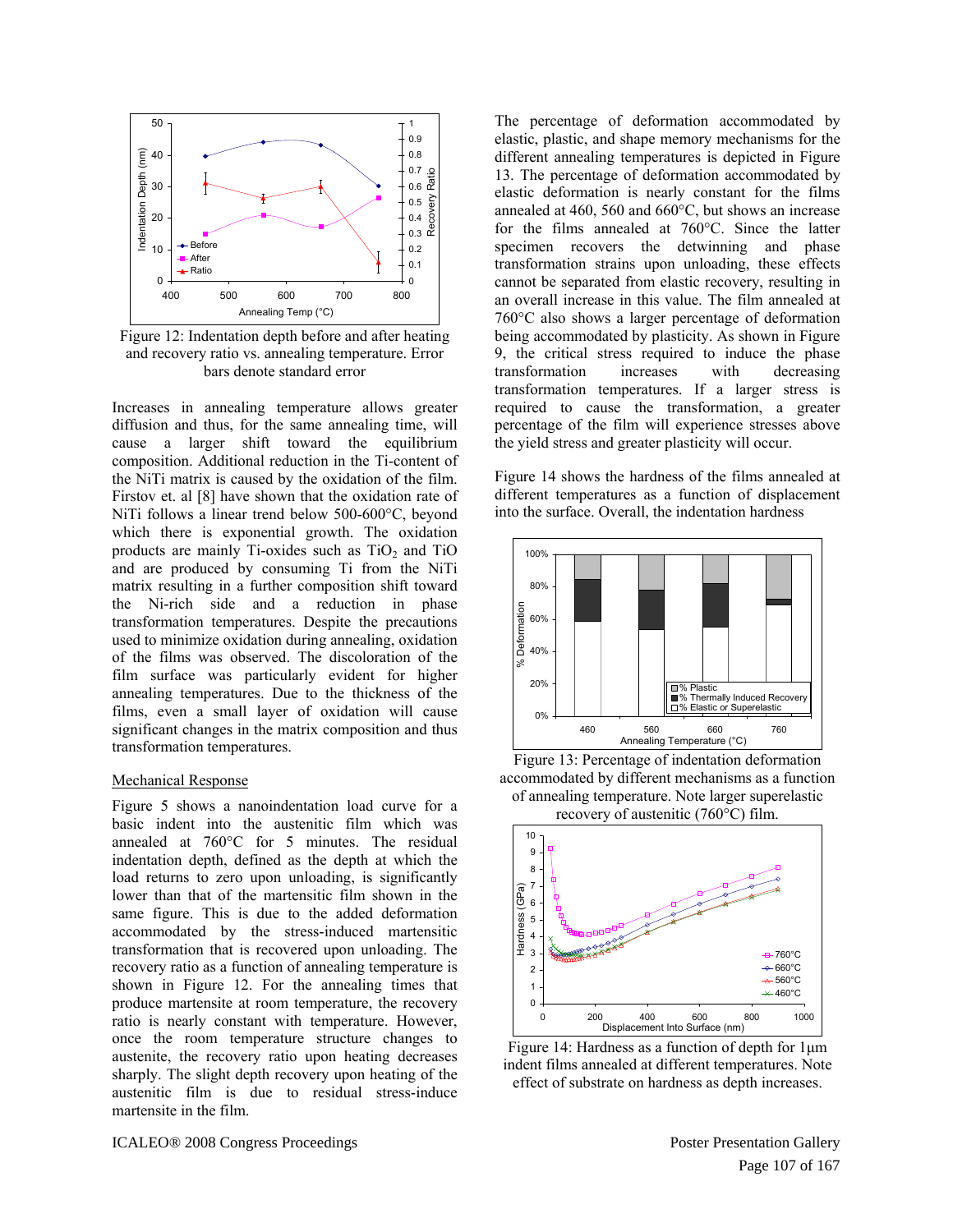Figure 12: Indentation depth before and after heating and recovery ratio vs. annealing temperature. Error bars denote standard error

Increases in annealing temperature allows greater diffusion and thus, for the same annealing time, will cause a larger shift toward the equilibrium composition. Additional reduction in the Ti-content of the NiTi matrix is caused by the oxidation of the film. Firstov et. al [8] have shown that the oxidation rate of NiTi follows a linear trend below 500-600°C, beyond which there is exponential growth. The oxidation products are mainly Ti-oxides such as $TiO_2$ and TiO and are produced by consuming Ti from the NiTi matrix resulting in a further composition shift toward the Ni-rich side and a reduction in phase transformation temperatures. Despite the precautions used to minimize oxidation during annealing, oxidation of the films was observed. The discoloration of the film surface was particularly evident for higher annealing temperatures. Due to the thickness of the films, even a small layer of oxidation will cause significant changes in the matrix composition and thus transformation temperatures.

## Mechanical Response

Figure 5 shows a nanoindentation load curve for a basic indent into the austenitic film which was annealed at 760°C for 5 minutes. The residual indentation depth, defined as the depth at which the load returns to zero upon unloading, is significantly lower than that of the martensitic film shown in the same figure. This is due to the added deformation accommodated by the stress-induced martensitic transformation that is recovered upon unloading. The recovery ratio as a function of annealing temperature is shown in Figure 12. For the annealing times that produce martensite at room temperature, the recovery ratio is nearly constant with temperature. However, once the room temperature structure changes to austenite, the recovery ratio upon heating decreases sharply. The slight depth recovery upon heating of the austenitic film is due to residual stress-induce martensite in the film.

The percentage of deformation accommodated by elastic, plastic, and shape memory mechanisms for the different annealing temperatures is depicted in Figure 13. The percentage of deformation accommodated by elastic deformation is nearly constant for the films annealed at 460, 560 and 660°C, but shows an increase for the films annealed at 760°C. Since the latter specimen recovers the detwinning and phase transformation strains upon unloading, these effects cannot be separated from elastic recovery, resulting in an overall increase in this value. The film annealed at 760°C also shows a larger percentage of deformation being accommodated by plasticity. As shown in Figure 9, the critical stress required to induce the phase transformation increases with decreasing transformation temperatures. If a larger stress is required to cause the transformation, a greater percentage of the film will experience stresses above the yield stress and greater plasticity will occur.

Figure 14 shows the hardness of the films annealed at different temperatures as a function of displacement into the surface. Overall, the indentation hardness

Figure 13: Percentage of indentation deformation accommodated by different mechanisms as a function of annealing temperature. Note larger superelastic recovery of austenitic (760°C) film.

Figure 14: Hardness as a function of depth for 1μm indent films annealed at different temperatures. Note effect of substrate on hardness as depth increases.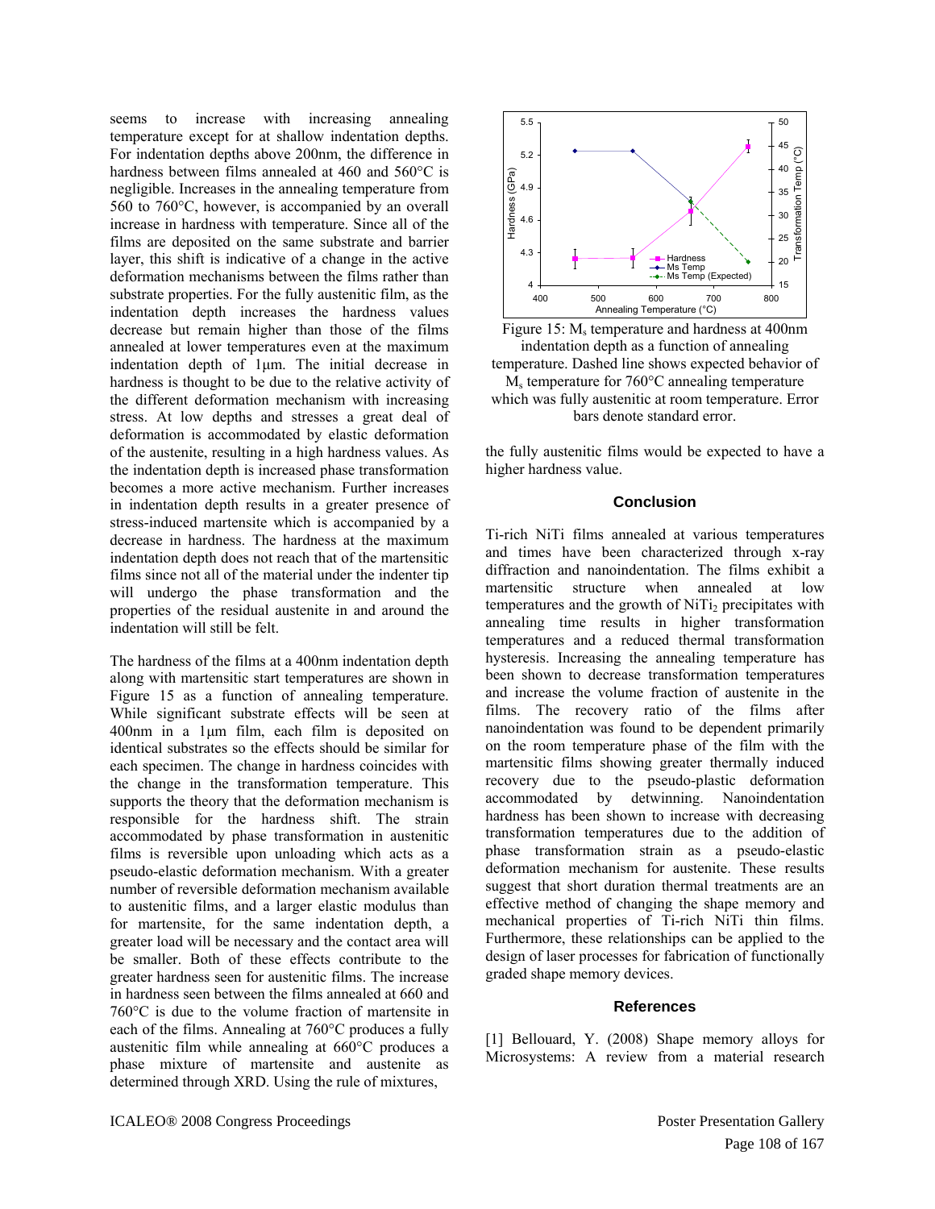seems to increase with increasing annealing temperature except for at shallow indentation depths. For indentation depths above 200nm, the difference in hardness between films annealed at 460 and 560°C is negligible. Increases in the annealing temperature from 560 to 760°C, however, is accompanied by an overall increase in hardness with temperature. Since all of the films are deposited on the same substrate and barrier layer, this shift is indicative of a change in the active deformation mechanisms between the films rather than substrate properties. For the fully austenitic film, as the indentation depth increases the hardness values decrease but remain higher than those of the films annealed at lower temperatures even at the maximum indentation depth of 1μm. The initial decrease in hardness is thought to be due to the relative activity of the different deformation mechanism with increasing stress. At low depths and stresses a great deal of deformation is accommodated by elastic deformation of the austenite, resulting in a high hardness values. As the indentation depth is increased phase transformation becomes a more active mechanism. Further increases in indentation depth results in a greater presence of stress-induced martensite which is accompanied by a decrease in hardness. The hardness at the maximum indentation depth does not reach that of the martensitic films since not all of the material under the indenter tip will undergo the phase transformation and the properties of the residual austenite in and around the indentation will still be felt.

The hardness of the films at a 400nm indentation depth along with martensitic start temperatures are shown in Figure 15 as a function of annealing temperature. While significant substrate effects will be seen at 400nm in a 1μm film, each film is deposited on identical substrates so the effects should be similar for each specimen. The change in hardness coincides with the change in the transformation temperature. This supports the theory that the deformation mechanism is responsible for the hardness shift. The strain accommodated by phase transformation in austenitic films is reversible upon unloading which acts as a pseudo-elastic deformation mechanism. With a greater number of reversible deformation mechanism available to austenitic films, and a larger elastic modulus than for martensite, for the same indentation depth, a greater load will be necessary and the contact area will be smaller. Both of these effects contribute to the greater hardness seen for austenitic films. The increase in hardness seen between the films annealed at 660 and 760°C is due to the volume fraction of martensite in each of the films. Annealing at 760°C produces a fully austenitic film while annealing at 660°C produces a phase mixture of martensite and austenite as determined through XRD. Using the rule of mixtures, the fully austenitic films would be expected to have a higher hardness value.

Figure 15: $M_s$ temperature and hardness at 400nm indentation depth as a function of annealing temperature. Dashed line shows expected behavior of $M_s$ temperature for 760°C annealing temperature which was fully austenitic at room temperature. Error bars denote standard error.

## Conclusion

Ti-rich NiTi films annealed at various temperatures and times have been characterized through x-ray diffraction and nanoindentation. The films exhibit a martensitic structure when annealed at low temperatures and the growth of $NiTi_2$ precipitates with annealing time results in higher transformation temperatures and a reduced thermal transformation hysteresis. Increasing the annealing temperature has been shown to decrease transformation temperatures and increase the volume fraction of austenite in the films. The recovery ratio of the films after nanoindentation was found to be dependent primarily on the room temperature phase of the film with the martensitic films showing greater thermally induced recovery due to the pseudo-plastic deformation accommodated by detwinning. Nanoindentation hardness has been shown to increase with decreasing transformation temperatures due to the addition of phase transformation strain as a pseudo-elastic deformation mechanism for austenite. These results suggest that short duration thermal treatments are an effective method of changing the shape memory and mechanical properties of Ti-rich NiTi thin films. Furthermore, these relationships can be applied to the design of laser processes for fabrication of functionally graded shape memory devices.

## References

[1] Bellouard, Y. (2008) Shape memory alloys for Microsystems: A review from a material research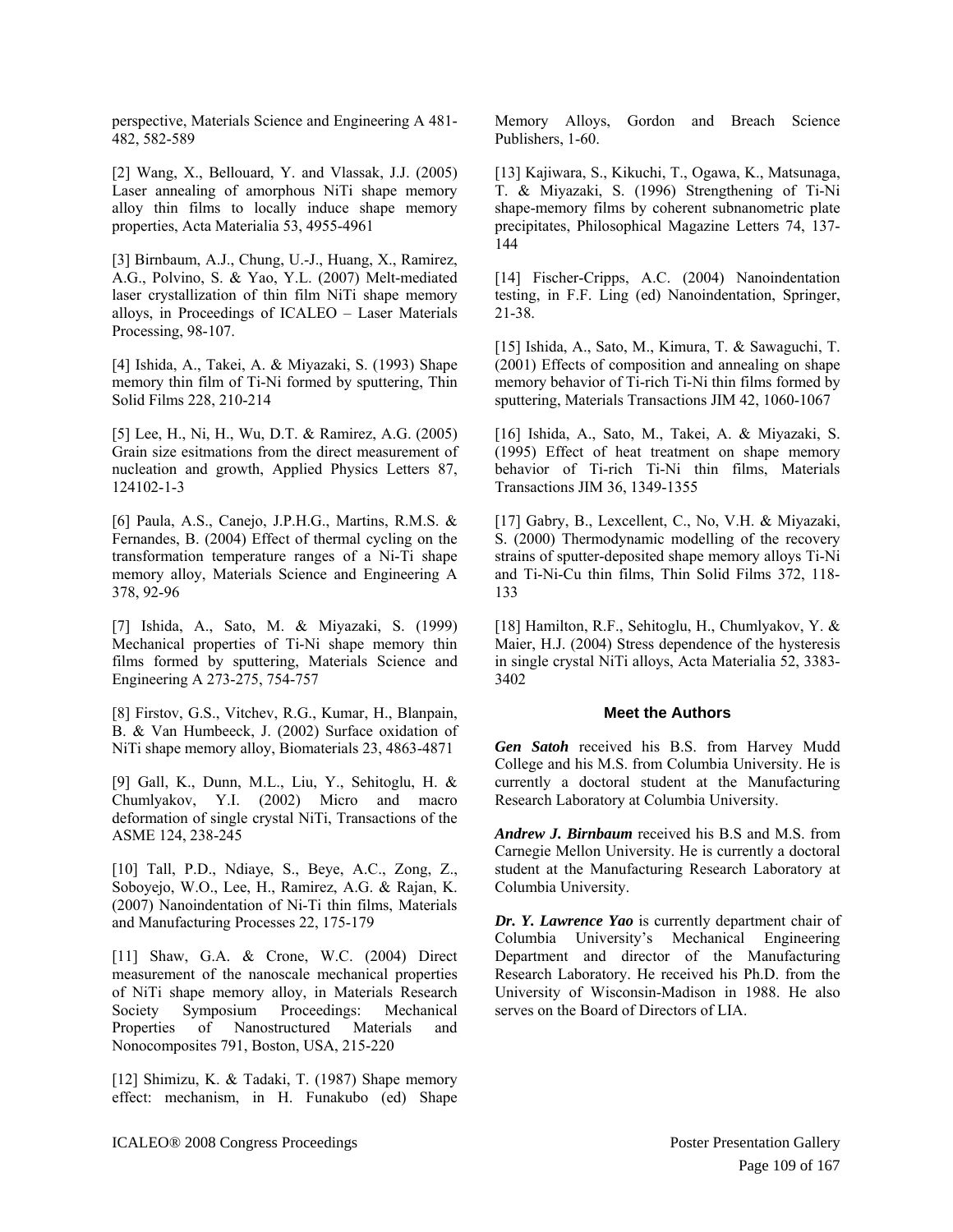perspective, Materials Science and Engineering A 481-482, 582-589

[2] Wang, X., Bellouard, Y. and Vlassak, J.J. (2005) Laser annealing of amorphous NiTi shape memory alloy thin films to locally induce shape memory properties, Acta Materialia 53, 4955-4961

[3] Birnbaum, A.J., Chung, U.-J., Huang, X., Ramirez, A.G., Polvino, S. & Yao, Y.L. (2007) Melt-mediated laser crystallization of thin film NiTi shape memory alloys, in Proceedings of ICALEO – Laser Materials Processing, 98-107.

[4] Ishida, A., Takei, A. & Miyazaki, S. (1993) Shape memory thin film of Ti-Ni formed by sputtering, Thin Solid Films 228, 210-214

[5] Lee, H., Ni, H., Wu, D.T. & Ramirez, A.G. (2005) Grain size esitmations from the direct measurement of nucleation and growth, Applied Physics Letters 87, 124102-1-3

[6] Paula, A.S., Canejo, J.P.H.G., Martins, R.M.S. & Fernandes, B. (2004) Effect of thermal cycling on the transformation temperature ranges of a Ni-Ti shape memory alloy, Materials Science and Engineering A 378, 92-96

[7] Ishida, A., Sato, M. & Miyazaki, S. (1999) Mechanical properties of Ti-Ni shape memory thin films formed by sputtering, Materials Science and Engineering A 273-275, 754-757

[8] Firstov, G.S., Vitchev, R.G., Kumar, H., Blanpain, B. & Van Humbeeck, J. (2002) Surface oxidation of NiTi shape memory alloy, Biomaterials 23, 4863-4871

[9] Gall, K., Dunn, M.L., Liu, Y., Sehitoglu, H. & Chumlyakov, Y.I. (2002) Micro and macro deformation of single crystal NiTi, Transactions of the ASME 124, 238-245

[10] Tall, P.D., Ndiaye, S., Beye, A.C., Zong, Z., Soboyejo, W.O., Lee, H., Ramirez, A.G. & Rajan, K. (2007) Nanoindentation of Ni-Ti thin films, Materials and Manufacturing Processes 22, 175-179

[11] Shaw, G.A. & Crone, W.C. (2004) Direct measurement of the nanoscale mechanical properties of NiTi shape memory alloy, in Materials Research Society Symposium Proceedings: Mechanical Properties of Nanostructured Materials and Nonocomposites 791, Boston, USA, 215-220

[12] Shimizu, K. & Tadaki, T. (1987) Shape memory effect: mechanism, in H. Funakubo (ed) Shape Memory Alloys, Gordon and Breach Science Publishers, 1-60.

[13] Kajiwara, S., Kikuchi, T., Ogawa, K., Matsunaga, T. & Miyazaki, S. (1996) Strengthening of Ti-Ni shape-memory films by coherent subnanometric plate precipitates, Philosophical Magazine Letters 74, 137-144

[14] Fischer-Cripps, A.C. (2004) Nanoindentation testing, in F.F. Ling (ed) Nanoindentation, Springer, 21-38.

[15] Ishida, A., Sato, M., Kimura, T. & Sawaguchi, T. (2001) Effects of composition and annealing on shape memory behavior of Ti-rich Ti-Ni thin films formed by sputtering, Materials Transactions JIM 42, 1060-1067

[16] Ishida, A., Sato, M., Takei, A. & Miyazaki, S. (1995) Effect of heat treatment on shape memory behavior of Ti-rich Ti-Ni thin films, Materials Transactions JIM 36, 1349-1355

[17] Gabry, B., Lexcellent, C., No, V.H. & Miyazaki, S. (2000) Thermodynamic modelling of the recovery strains of sputter-deposited shape memory alloys Ti-Ni and Ti-Ni-Cu thin films, Thin Solid Films 372, 118-133

[18] Hamilton, R.F., Sehitoglu, H., Chumlyakov, Y. & Maier, H.J. (2004) Stress dependence of the hysteresis in single crystal NiTi alloys, Acta Materialia 52, 3383-3402

## Meet the Authors

***Gen Satoh*** received his B.S. from Harvey Mudd College and his M.S. from Columbia University. He is currently a doctoral student at the Manufacturing Research Laboratory at Columbia University.

***Andrew J. Birnbaum*** received his B.S and M.S. from Carnegie Mellon University. He is currently a doctoral student at the Manufacturing Research Laboratory at Columbia University.

***Dr. Y. Lawrence Yao*** is currently department chair of Columbia University's Mechanical Engineering Department and director of the Manufacturing Research Laboratory. He received his Ph.D. from the University of Wisconsin-Madison in 1988. He also serves on the Board of Directors of LIA.